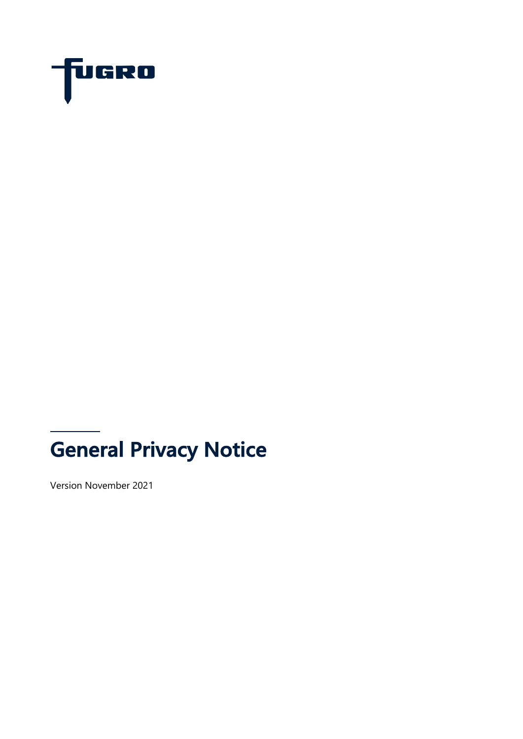FUGRO

# General Privacy Notice

Version November 2021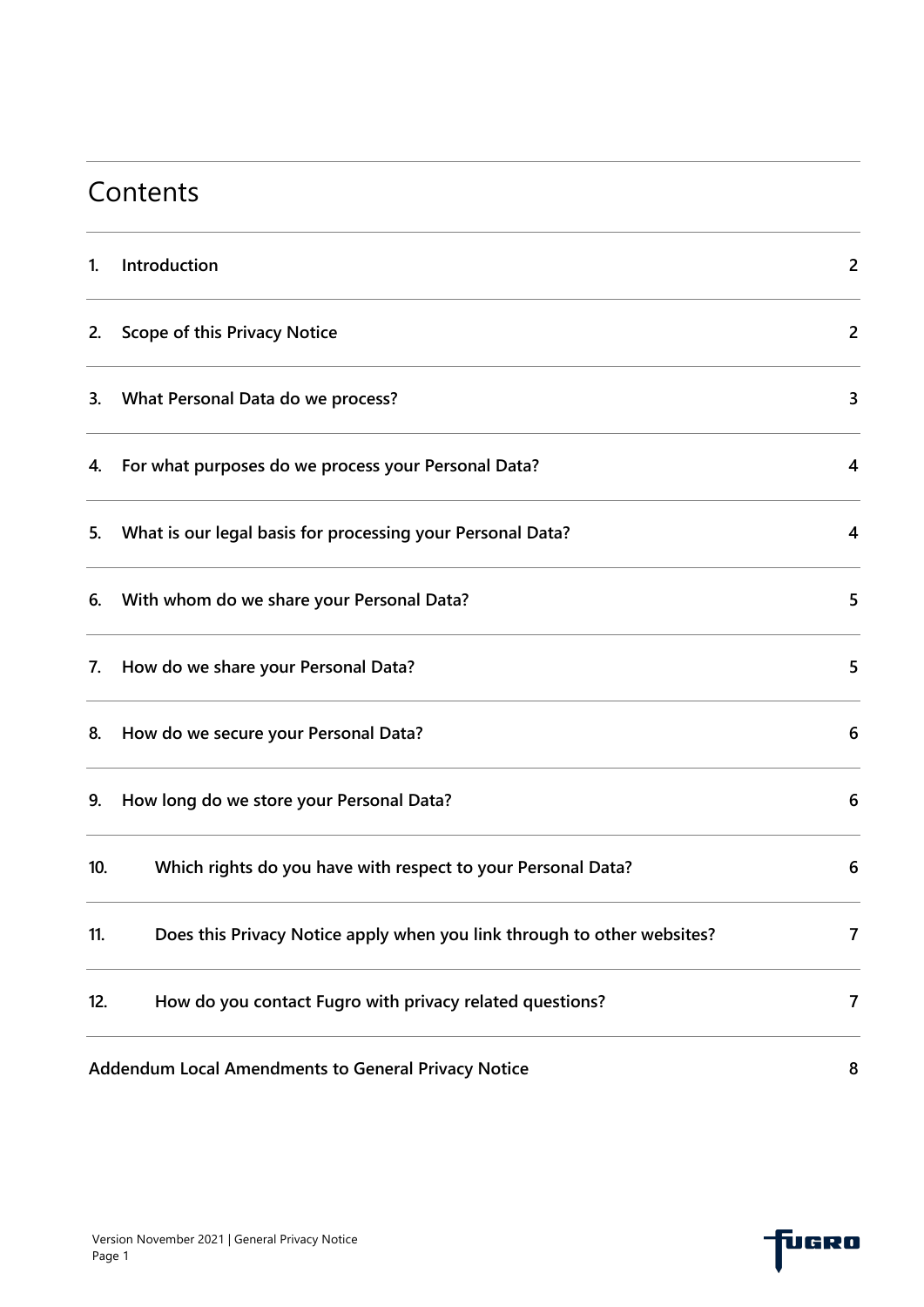# Contents

| | | |
|---|---|---|
| 1. | Introduction | 2 |
| 2. | Scope of this Privacy Notice | 2 |
| 3. | What Personal Data do we process? | 3 |
| 4. | For what purposes do we process your Personal Data? | 4 |
| 5. | What is our legal basis for processing your Personal Data? | 4 |
| 6. | With whom do we share your Personal Data? | 5 |
| 7. | How do we share your Personal Data? | 5 |
| 8. | How do we secure your Personal Data? | 6 |
| 9. | How long do we store your Personal Data? | 6 |
| 10. | Which rights do you have with respect to your Personal Data? | 6 |
| 11. | Does this Privacy Notice apply when you link through to other websites? | 7 |
| 12. | How do you contact Fugro with privacy related questions? | 7 |
| Addendum Local Amendments to General Privacy Notice | | 8 |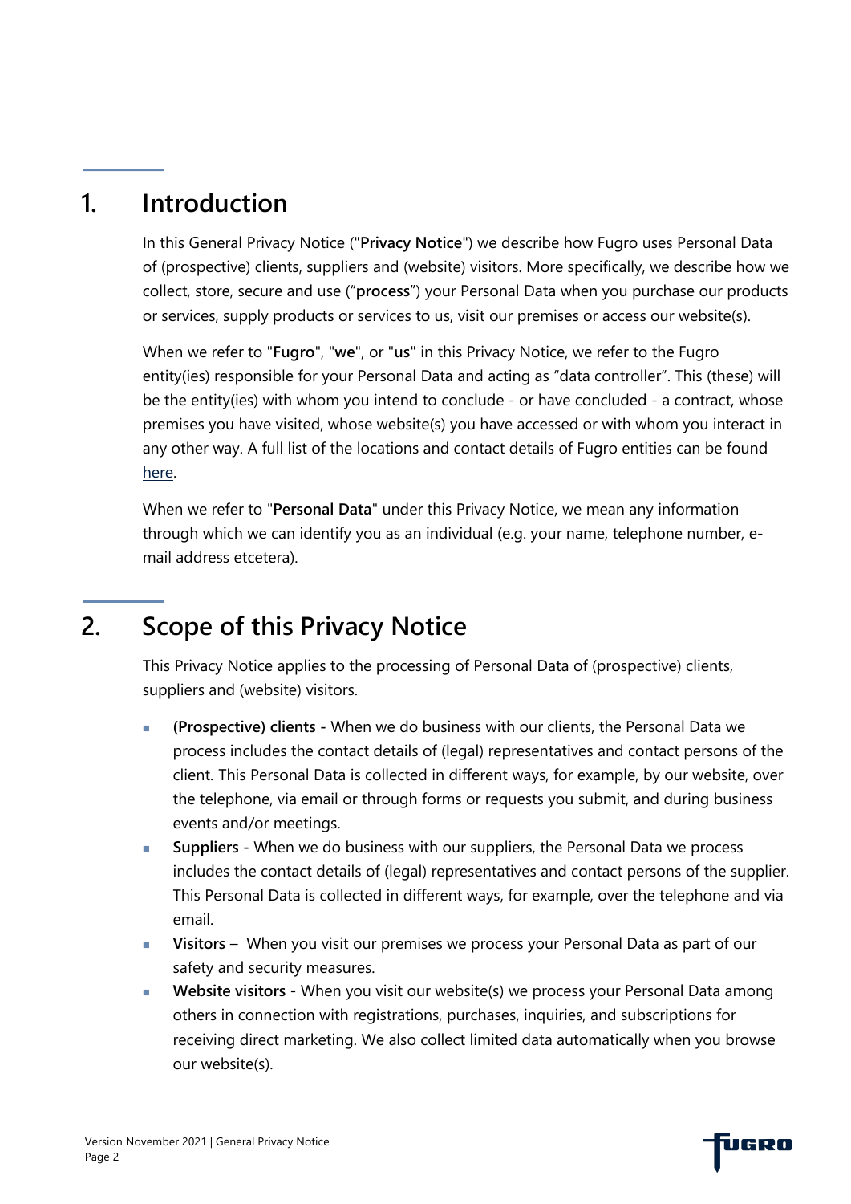# 1. Introduction

In this General Privacy Notice ("**Privacy Notice**") we describe how Fugro uses Personal Data of (prospective) clients, suppliers and (website) visitors. More specifically, we describe how we collect, store, secure and use ("**process**") your Personal Data when you purchase our products or services, supply products or services to us, visit our premises or access our website(s).

When we refer to "**Fugro**", "**we**", or "**us**" in this Privacy Notice, we refer to the Fugro entity(ies) responsible for your Personal Data and acting as "data controller". This (these) will be the entity(ies) with whom you intend to conclude - or have concluded - a contract, whose premises you have visited, whose website(s) you have accessed or with whom you interact in any other way. A full list of the locations and contact details of Fugro entities can be found here.

When we refer to "**Personal Data**" under this Privacy Notice, we mean any information through which we can identify you as an individual (e.g. your name, telephone number, e-mail address etcetera).

# 2. Scope of this Privacy Notice

This Privacy Notice applies to the processing of Personal Data of (prospective) clients, suppliers and (website) visitors.

- **(Prospective) clients** - When we do business with our clients, the Personal Data we process includes the contact details of (legal) representatives and contact persons of the client. This Personal Data is collected in different ways, for example, by our website, over the telephone, via email or through forms or requests you submit, and during business events and/or meetings.
- **Suppliers** - When we do business with our suppliers, the Personal Data we process includes the contact details of (legal) representatives and contact persons of the supplier. This Personal Data is collected in different ways, for example, over the telephone and via email.
- **Visitors** – When you visit our premises we process your Personal Data as part of our safety and security measures.
- **Website visitors** - When you visit our website(s) we process your Personal Data among others in connection with registrations, purchases, inquiries, and subscriptions for receiving direct marketing. We also collect limited data automatically when you browse our website(s).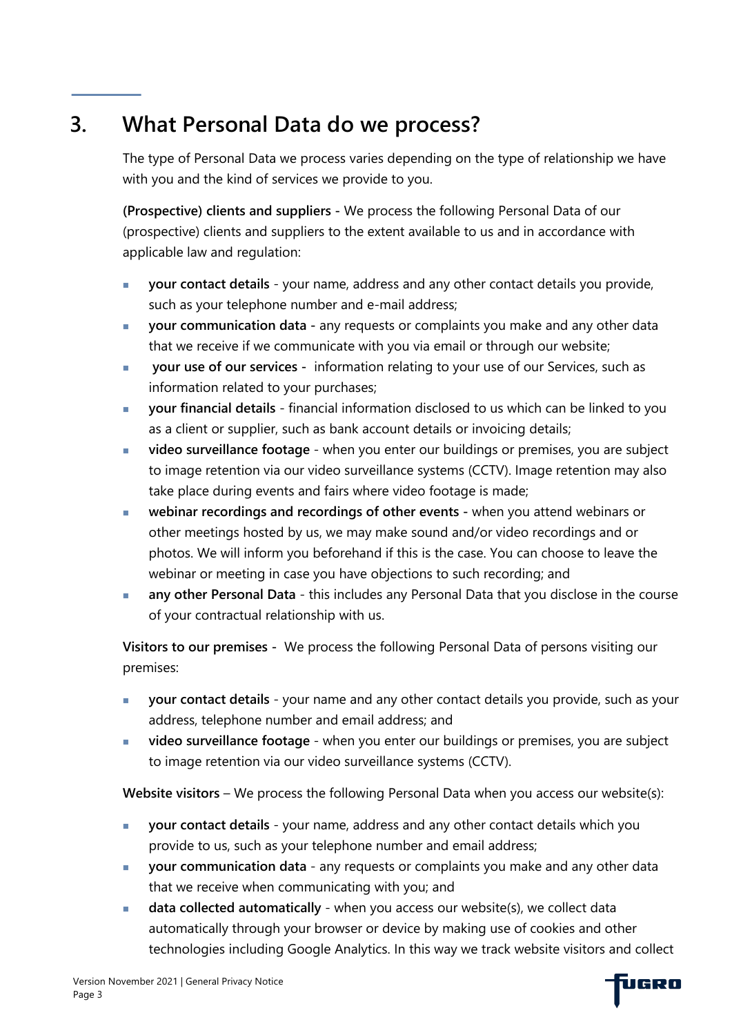## 3. What Personal Data do we process?

The type of Personal Data we process varies depending on the type of relationship we have with you and the kind of services we provide to you.

**(Prospective) clients and suppliers -** We process the following Personal Data of our (prospective) clients and suppliers to the extent available to us and in accordance with applicable law and regulation:

- **your contact details** - your name, address and any other contact details you provide, such as your telephone number and e-mail address;
- **your communication data -** any requests or complaints you make and any other data that we receive if we communicate with you via email or through our website;
- **your use of our services -** information relating to your use of our Services, such as information related to your purchases;
- **your financial details** - financial information disclosed to us which can be linked to you as a client or supplier, such as bank account details or invoicing details;
- **video surveillance footage** - when you enter our buildings or premises, you are subject to image retention via our video surveillance systems (CCTV). Image retention may also take place during events and fairs where video footage is made;
- **webinar recordings and recordings of other events -** when you attend webinars or other meetings hosted by us, we may make sound and/or video recordings and or photos. We will inform you beforehand if this is the case. You can choose to leave the webinar or meeting in case you have objections to such recording; and
- **any other Personal Data** - this includes any Personal Data that you disclose in the course of your contractual relationship with us.

**Visitors to our premises -** We process the following Personal Data of persons visiting our premises:

- **your contact details** - your name and any other contact details you provide, such as your address, telephone number and email address; and
- **video surveillance footage** - when you enter our buildings or premises, you are subject to image retention via our video surveillance systems (CCTV).

**Website visitors** – We process the following Personal Data when you access our website(s):

- **your contact details** - your name, address and any other contact details which you provide to us, such as your telephone number and email address;
- **your communication data** - any requests or complaints you make and any other data that we receive when communicating with you; and
- **data collected automatically** - when you access our website(s), we collect data automatically through your browser or device by making use of cookies and other technologies including Google Analytics. In this way we track website visitors and collect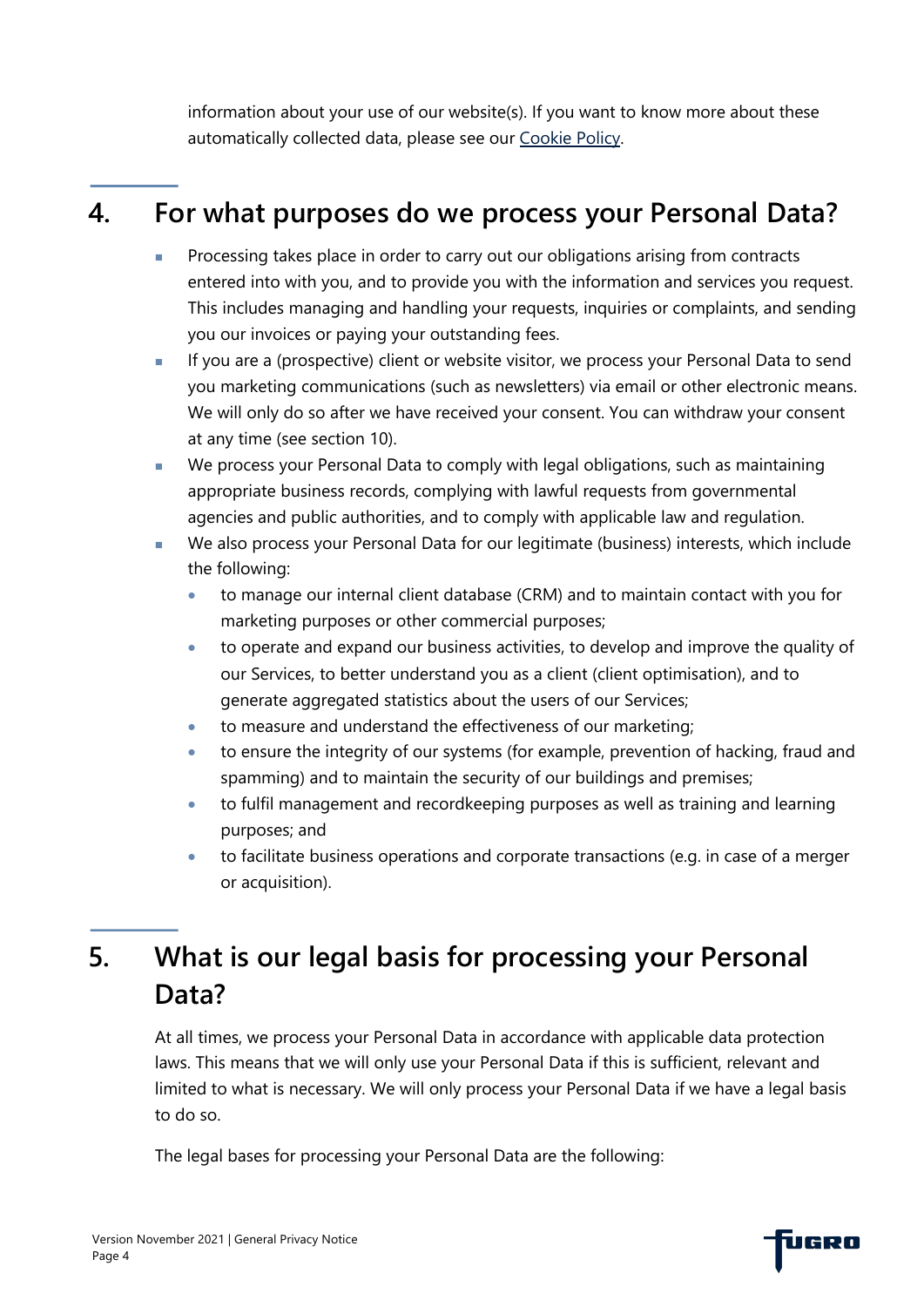information about your use of our website(s). If you want to know more about these automatically collected data, please see our Cookie Policy.

## 4. For what purposes do we process your Personal Data?

- Processing takes place in order to carry out our obligations arising from contracts entered into with you, and to provide you with the information and services you request. This includes managing and handling your requests, inquiries or complaints, and sending you our invoices or paying your outstanding fees.
- If you are a (prospective) client or website visitor, we process your Personal Data to send you marketing communications (such as newsletters) via email or other electronic means. We will only do so after we have received your consent. You can withdraw your consent at any time (see section 10).
- We process your Personal Data to comply with legal obligations, such as maintaining appropriate business records, complying with lawful requests from governmental agencies and public authorities, and to comply with applicable law and regulation.
- We also process your Personal Data for our legitimate (business) interests, which include the following:
  - to manage our internal client database (CRM) and to maintain contact with you for marketing purposes or other commercial purposes;
  - to operate and expand our business activities, to develop and improve the quality of our Services, to better understand you as a client (client optimisation), and to generate aggregated statistics about the users of our Services;
  - to measure and understand the effectiveness of our marketing;
  - to ensure the integrity of our systems (for example, prevention of hacking, fraud and spamming) and to maintain the security of our buildings and premises;
  - to fulfil management and recordkeeping purposes as well as training and learning purposes; and
  - to facilitate business operations and corporate transactions (e.g. in case of a merger or acquisition).

## 5. What is our legal basis for processing your Personal Data?

At all times, we process your Personal Data in accordance with applicable data protection laws. This means that we will only use your Personal Data if this is sufficient, relevant and limited to what is necessary. We will only process your Personal Data if we have a legal basis to do so.

The legal bases for processing your Personal Data are the following: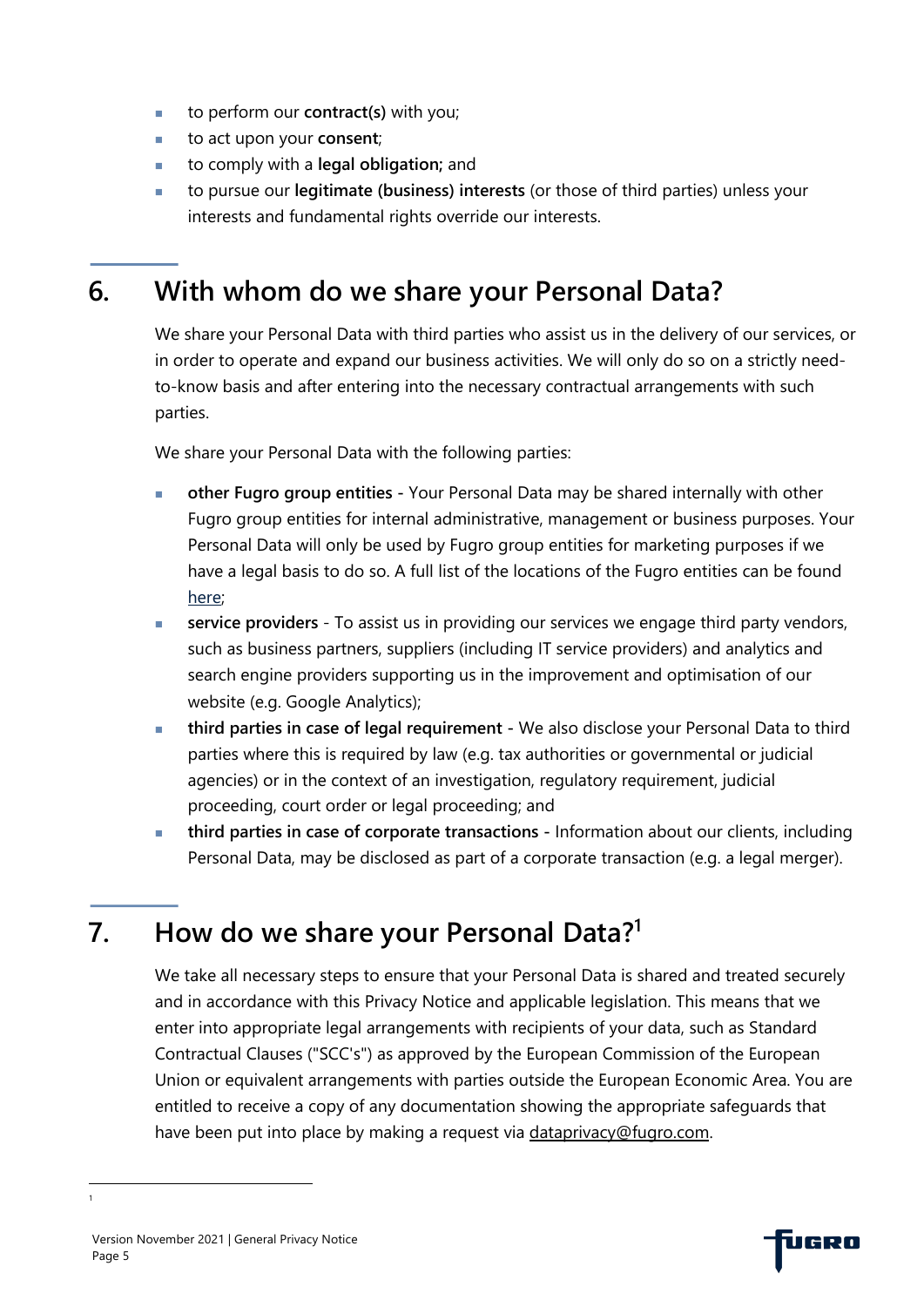- to perform our **contract(s)** with you;
- to act upon your **consent**;
- to comply with a **legal obligation;** and
- to pursue our **legitimate (business) interests** (or those of third parties) unless your interests and fundamental rights override our interests.

## 6. With whom do we share your Personal Data?

We share your Personal Data with third parties who assist us in the delivery of our services, or in order to operate and expand our business activities. We will only do so on a strictly need-to-know basis and after entering into the necessary contractual arrangements with such parties.

We share your Personal Data with the following parties:

- **other Fugro group entities** - Your Personal Data may be shared internally with other Fugro group entities for internal administrative, management or business purposes. Your Personal Data will only be used by Fugro group entities for marketing purposes if we have a legal basis to do so. A full list of the locations of the Fugro entities can be found here;
- **service providers** - To assist us in providing our services we engage third party vendors, such as business partners, suppliers (including IT service providers) and analytics and search engine providers supporting us in the improvement and optimisation of our website (e.g. Google Analytics);
- **third parties in case of legal requirement** - We also disclose your Personal Data to third parties where this is required by law (e.g. tax authorities or governmental or judicial agencies) or in the context of an investigation, regulatory requirement, judicial proceeding, court order or legal proceeding; and
- **third parties in case of corporate transactions** - Information about our clients, including Personal Data, may be disclosed as part of a corporate transaction (e.g. a legal merger).

## 7. How do we share your Personal Data?[1]

We take all necessary steps to ensure that your Personal Data is shared and treated securely and in accordance with this Privacy Notice and applicable legislation. This means that we enter into appropriate legal arrangements with recipients of your data, such as Standard Contractual Clauses ("SCC's") as approved by the European Commission of the European Union or equivalent arrangements with parties outside the European Economic Area. You are entitled to receive a copy of any documentation showing the appropriate safeguards that have been put into place by making a request via dataprivacy@fugro.com.

[1]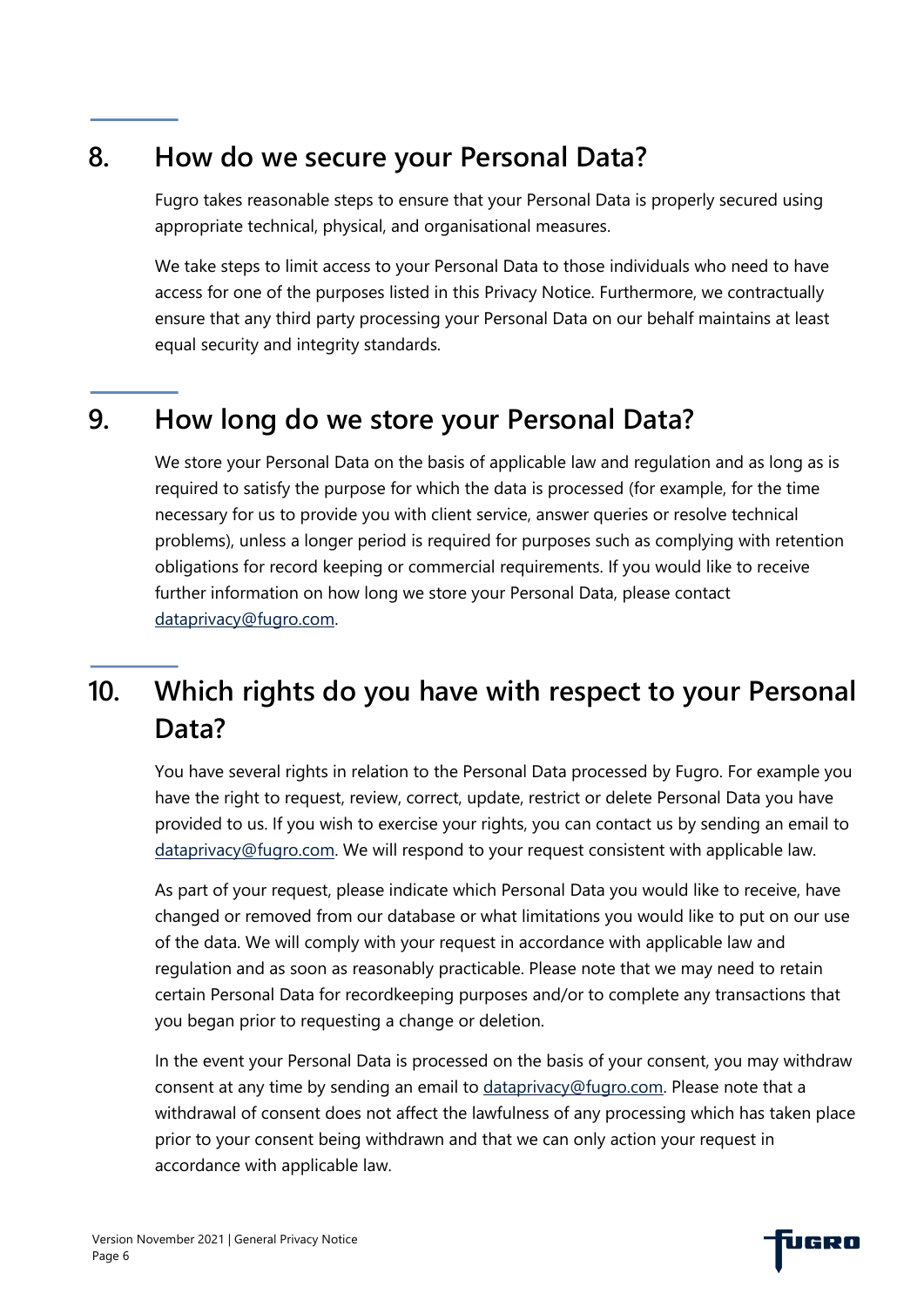## 8. How do we secure your Personal Data?

Fugro takes reasonable steps to ensure that your Personal Data is properly secured using appropriate technical, physical, and organisational measures.

We take steps to limit access to your Personal Data to those individuals who need to have access for one of the purposes listed in this Privacy Notice. Furthermore, we contractually ensure that any third party processing your Personal Data on our behalf maintains at least equal security and integrity standards.

## 9. How long do we store your Personal Data?

We store your Personal Data on the basis of applicable law and regulation and as long as is required to satisfy the purpose for which the data is processed (for example, for the time necessary for us to provide you with client service, answer queries or resolve technical problems), unless a longer period is required for purposes such as complying with retention obligations for record keeping or commercial requirements. If you would like to receive further information on how long we store your Personal Data, please contact dataprivacy@fugro.com.

## 10. Which rights do you have with respect to your Personal Data?

You have several rights in relation to the Personal Data processed by Fugro. For example you have the right to request, review, correct, update, restrict or delete Personal Data you have provided to us. If you wish to exercise your rights, you can contact us by sending an email to dataprivacy@fugro.com. We will respond to your request consistent with applicable law.

As part of your request, please indicate which Personal Data you would like to receive, have changed or removed from our database or what limitations you would like to put on our use of the data. We will comply with your request in accordance with applicable law and regulation and as soon as reasonably practicable. Please note that we may need to retain certain Personal Data for recordkeeping purposes and/or to complete any transactions that you began prior to requesting a change or deletion.

In the event your Personal Data is processed on the basis of your consent, you may withdraw consent at any time by sending an email to dataprivacy@fugro.com. Please note that a withdrawal of consent does not affect the lawfulness of any processing which has taken place prior to your consent being withdrawn and that we can only action your request in accordance with applicable law.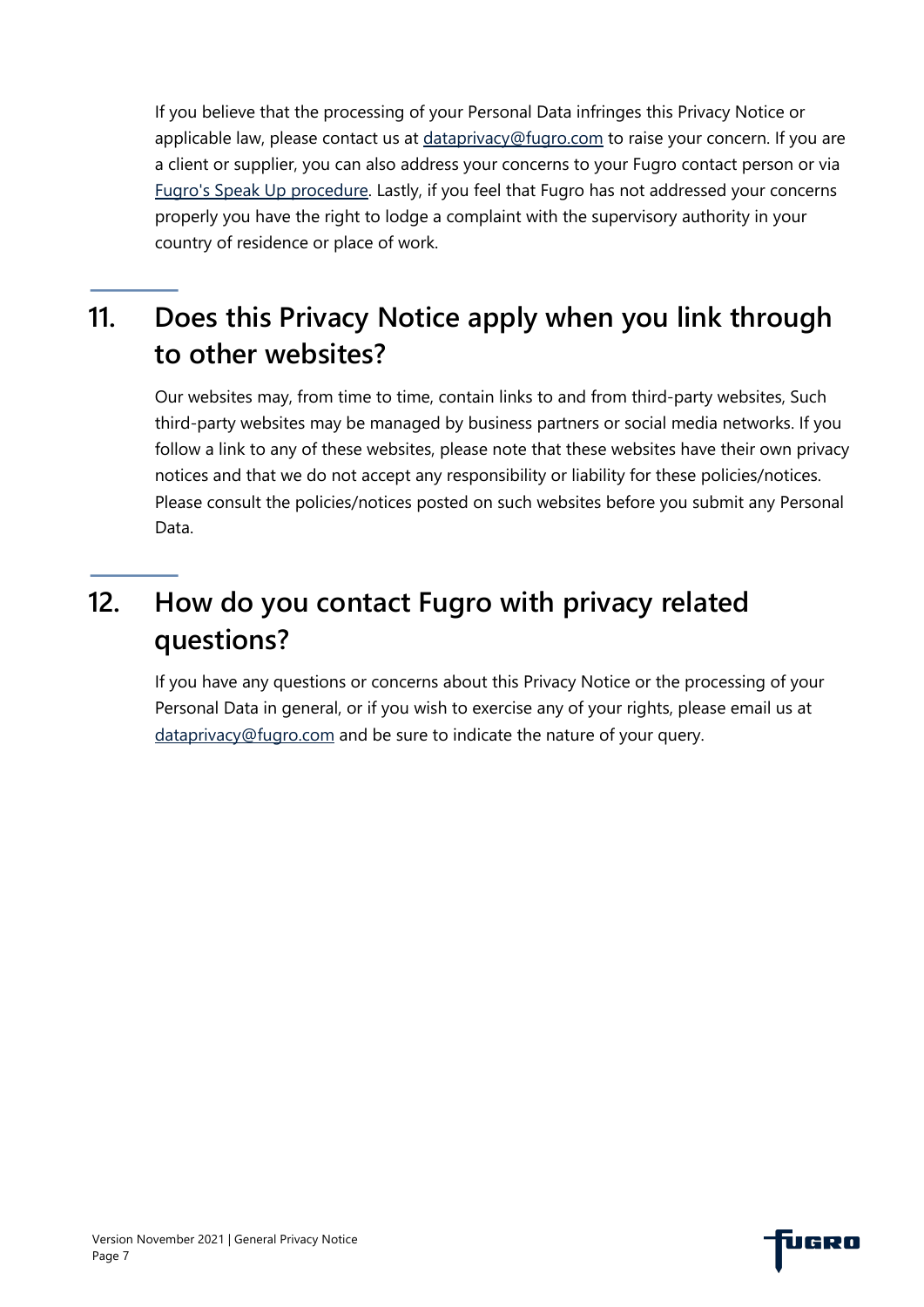If you believe that the processing of your Personal Data infringes this Privacy Notice or applicable law, please contact us at [dataprivacy@fugro.com](mailto:dataprivacy@fugro.com) to raise your concern. If you are a client or supplier, you can also address your concerns to your Fugro contact person or via [Fugro's Speak Up procedure](). Lastly, if you feel that Fugro has not addressed your concerns properly you have the right to lodge a complaint with the supervisory authority in your country of residence or place of work.

## 11. Does this Privacy Notice apply when you link through to other websites?

Our websites may, from time to time, contain links to and from third-party websites, Such third-party websites may be managed by business partners or social media networks. If you follow a link to any of these websites, please note that these websites have their own privacy notices and that we do not accept any responsibility or liability for these policies/notices. Please consult the policies/notices posted on such websites before you submit any Personal Data.

## 12. How do you contact Fugro with privacy related questions?

If you have any questions or concerns about this Privacy Notice or the processing of your Personal Data in general, or if you wish to exercise any of your rights, please email us at [dataprivacy@fugro.com](mailto:dataprivacy@fugro.com) and be sure to indicate the nature of your query.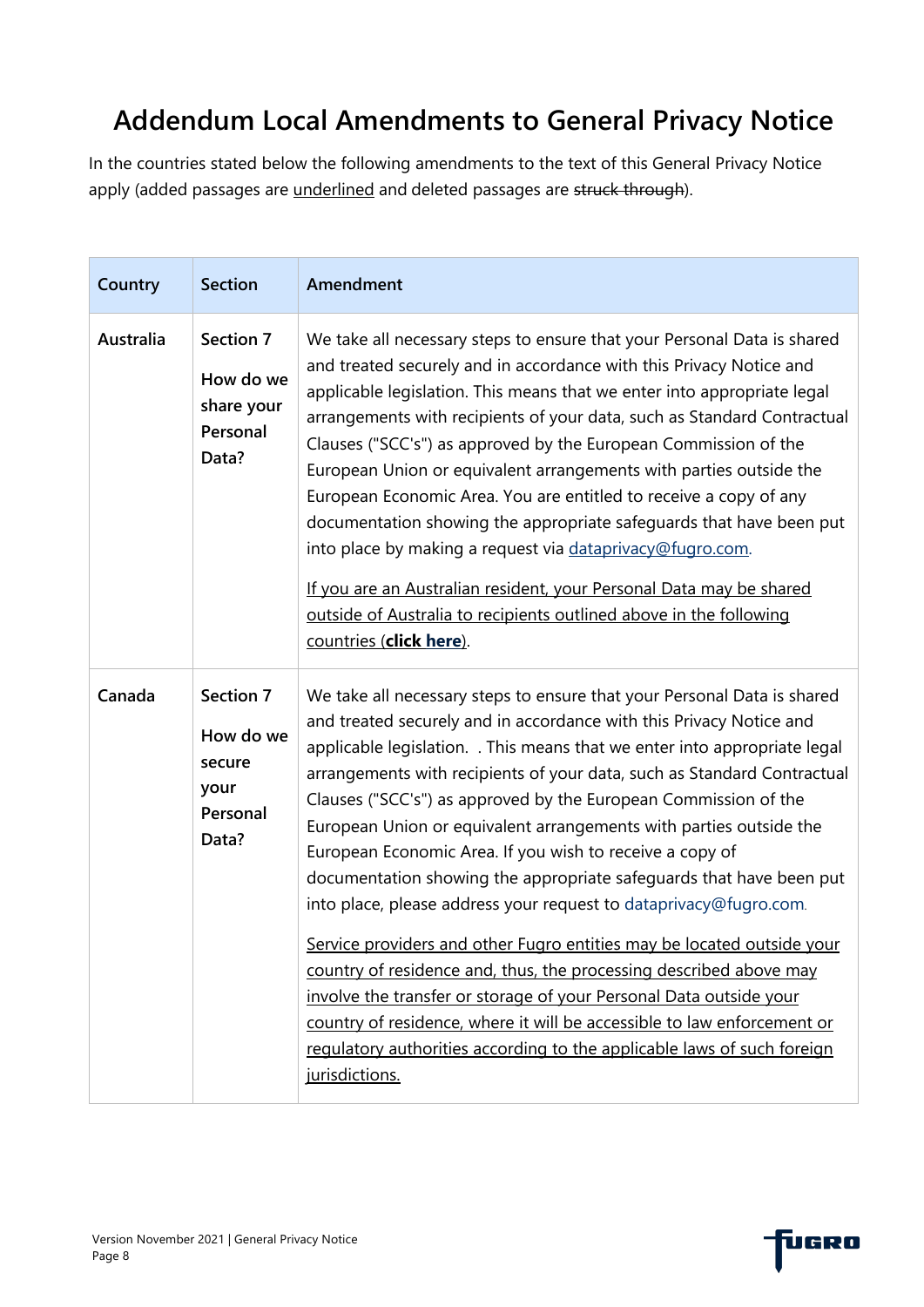# Addendum Local Amendments to General Privacy Notice

In the countries stated below the following amendments to the text of this General Privacy Notice apply (added passages are <u>underlined</u> and deleted passages are ~~struck through~~).

| Country | Section | Amendment |
|---|---|---|
| **Australia** | **Section 7**<br><br>**How do we share your Personal Data?** | We take all necessary steps to ensure that your Personal Data is shared and treated securely and in accordance with this Privacy Notice and applicable legislation. This means that we enter into appropriate legal arrangements with recipients of your data, such as Standard Contractual Clauses ("SCC's") as approved by the European Commission of the European Union or equivalent arrangements with parties outside the European Economic Area. You are entitled to receive a copy of any documentation showing the appropriate safeguards that have been put into place by making a request via dataprivacy@fugro.com.<br><br><u>If you are an Australian resident, your Personal Data may be shared outside of Australia to recipients outlined above in the following countries (**click here**).</u> |
| **Canada** | **Section 7**<br><br>**How do we secure your Personal Data?** | We take all necessary steps to ensure that your Personal Data is shared and treated securely and in accordance with this Privacy Notice and applicable legislation. . This means that we enter into appropriate legal arrangements with recipients of your data, such as Standard Contractual Clauses ("SCC's") as approved by the European Commission of the European Union or equivalent arrangements with parties outside the European Economic Area. If you wish to receive a copy of documentation showing the appropriate safeguards that have been put into place, please address your request to dataprivacy@fugro.com.<br><br><u>Service providers and other Fugro entities may be located outside your country of residence and, thus, the processing described above may involve the transfer or storage of your Personal Data outside your country of residence, where it will be accessible to law enforcement or regulatory authorities according to the applicable laws of such foreign jurisdictions.</u> |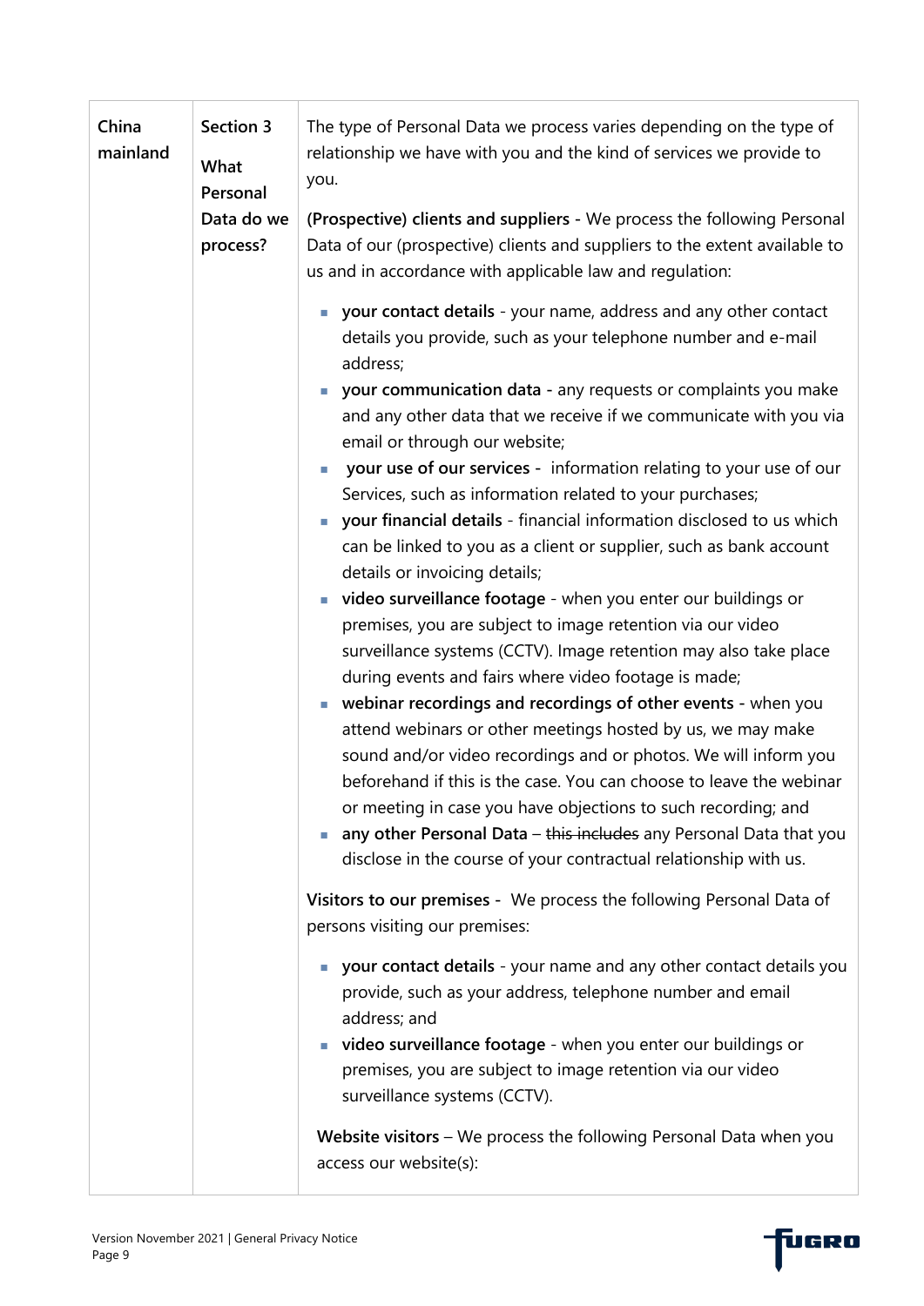| China mainland | Section 3<br><br>What Personal Data do we process? | The type of Personal Data we process varies depending on the type of relationship we have with you and the kind of services we provide to you.<br><br>**(Prospective) clients and suppliers -** We process the following Personal Data of our (prospective) clients and suppliers to the extent available to us and in accordance with applicable law and regulation:<br><br>- **your contact details** - your name, address and any other contact details you provide, such as your telephone number and e-mail address;<br>- **your communication data** - any requests or complaints you make and any other data that we receive if we communicate with you via email or through our website;<br>- **your use of our services** - information relating to your use of our Services, such as information related to your purchases;<br>- **your financial details** - financial information disclosed to us which can be linked to you as a client or supplier, such as bank account details or invoicing details;<br>- **video surveillance footage** - when you enter our buildings or premises, you are subject to image retention via our video surveillance systems (CCTV). Image retention may also take place during events and fairs where video footage is made;<br>- **webinar recordings and recordings of other events** - when you attend webinars or other meetings hosted by us, we may make sound and/or video recordings and or photos. We will inform you beforehand if this is the case. You can choose to leave the webinar or meeting in case you have objections to such recording; and<br>- **any other Personal Data** – ~~this includes~~ any Personal Data that you disclose in the course of your contractual relationship with us.<br><br>**Visitors to our premises -** We process the following Personal Data of persons visiting our premises:<br><br>- **your contact details** - your name and any other contact details you provide, such as your address, telephone number and email address; and<br>- **video surveillance footage** - when you enter our buildings or premises, you are subject to image retention via our video surveillance systems (CCTV).<br><br>**Website visitors** – We process the following Personal Data when you access our website(s): |
|---|---|---|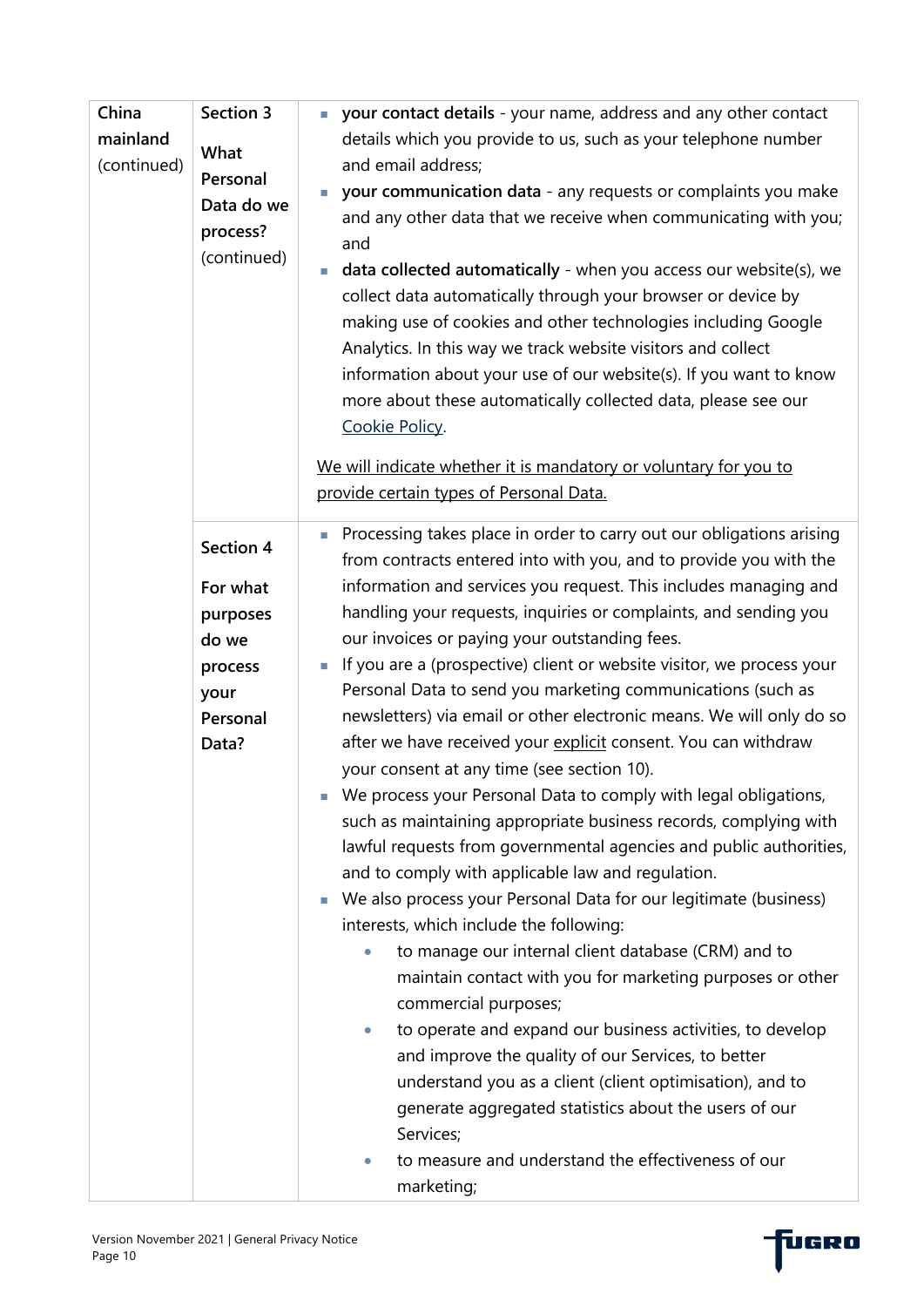| | | |
|---|---|---|
| **China mainland** (continued) | **Section 3** <br><br> **What Personal Data do we process?** (continued) | ▪ **your contact details** - your name, address and any other contact details which you provide to us, such as your telephone number and email address; <br> ▪ **your communication data** - any requests or complaints you make and any other data that we receive when communicating with you; and <br> ▪ **data collected automatically** - when you access our website(s), we collect data automatically through your browser or device by making use of cookies and other technologies including Google Analytics. In this way we track website visitors and collect information about your use of our website(s). If you want to know more about these automatically collected data, please see our Cookie Policy. <br><br> <u>We will indicate whether it is mandatory or voluntary for you to provide certain types of Personal Data.</u> |
| | **Section 4** <br><br> **For what purposes do we process your Personal Data?** | ▪ Processing takes place in order to carry out our obligations arising from contracts entered into with you, and to provide you with the information and services you request. This includes managing and handling your requests, inquiries or complaints, and sending you our invoices or paying your outstanding fees. <br> ▪ If you are a (prospective) client or website visitor, we process your Personal Data to send you marketing communications (such as newsletters) via email or other electronic means. We will only do so after we have received your <u>explicit</u> consent. You can withdraw your consent at any time (see section 10). <br> ▪ We process your Personal Data to comply with legal obligations, such as maintaining appropriate business records, complying with lawful requests from governmental agencies and public authorities, and to comply with applicable law and regulation. <br> ▪ We also process your Personal Data for our legitimate (business) interests, which include the following: <br> &nbsp;&nbsp;&nbsp;&nbsp;• to manage our internal client database (CRM) and to maintain contact with you for marketing purposes or other commercial purposes; <br> &nbsp;&nbsp;&nbsp;&nbsp;• to operate and expand our business activities, to develop and improve the quality of our Services, to better understand you as a client (client optimisation), and to generate aggregated statistics about the users of our Services; <br> &nbsp;&nbsp;&nbsp;&nbsp;• to measure and understand the effectiveness of our marketing; |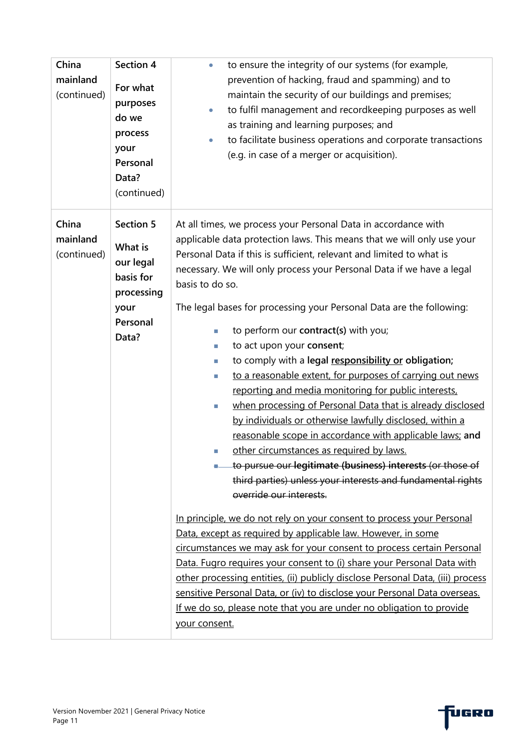| | | |
|---|---|---|
| China mainland (continued) | **Section 4**<br><br>**For what purposes do we process your Personal Data?** (continued) | • to ensure the integrity of our systems (for example, prevention of hacking, fraud and spamming) and to maintain the security of our buildings and premises;<br>• to fulfil management and recordkeeping purposes as well as training and learning purposes; and<br>• to facilitate business operations and corporate transactions (e.g. in case of a merger or acquisition). |
| China mainland (continued) | **Section 5**<br><br>**What is our legal basis for processing your Personal Data?** | At all times, we process your Personal Data in accordance with applicable data protection laws. This means that we will only use your Personal Data if this is sufficient, relevant and limited to what is necessary. We will only process your Personal Data if we have a legal basis to do so.<br><br>The legal bases for processing your Personal Data are the following:<br><br>▪ to perform our **contract(s)** with you;<br>▪ to act upon your **consent**;<br>▪ to comply with a **legal** <u>**responsibility or**</u> **obligation;**<br>▪ <u>to a reasonable extent, for purposes of carrying out news reporting and media monitoring for public interests,</u><br>▪ <u>when processing of Personal Data that is already disclosed by individuals or otherwise lawfully disclosed, within a reasonable scope in accordance with applicable laws;</u> **and**<br>▪ <u>other circumstances as required by laws.</u><br>▪ ~~to pursue our **legitimate (business) interests** (or those of third parties) unless your interests and fundamental rights override our interests.~~<br><br><u>In principle, we do not rely on your consent to process your Personal Data, except as required by applicable law. However, in some circumstances we may ask for your consent to process certain Personal Data. Fugro requires your consent to (i) share your Personal Data with other processing entities, (ii) publicly disclose Personal Data, (iii) process sensitive Personal Data, or (iv) to disclose your Personal Data overseas. If we do so, please note that you are under no obligation to provide your consent.</u> |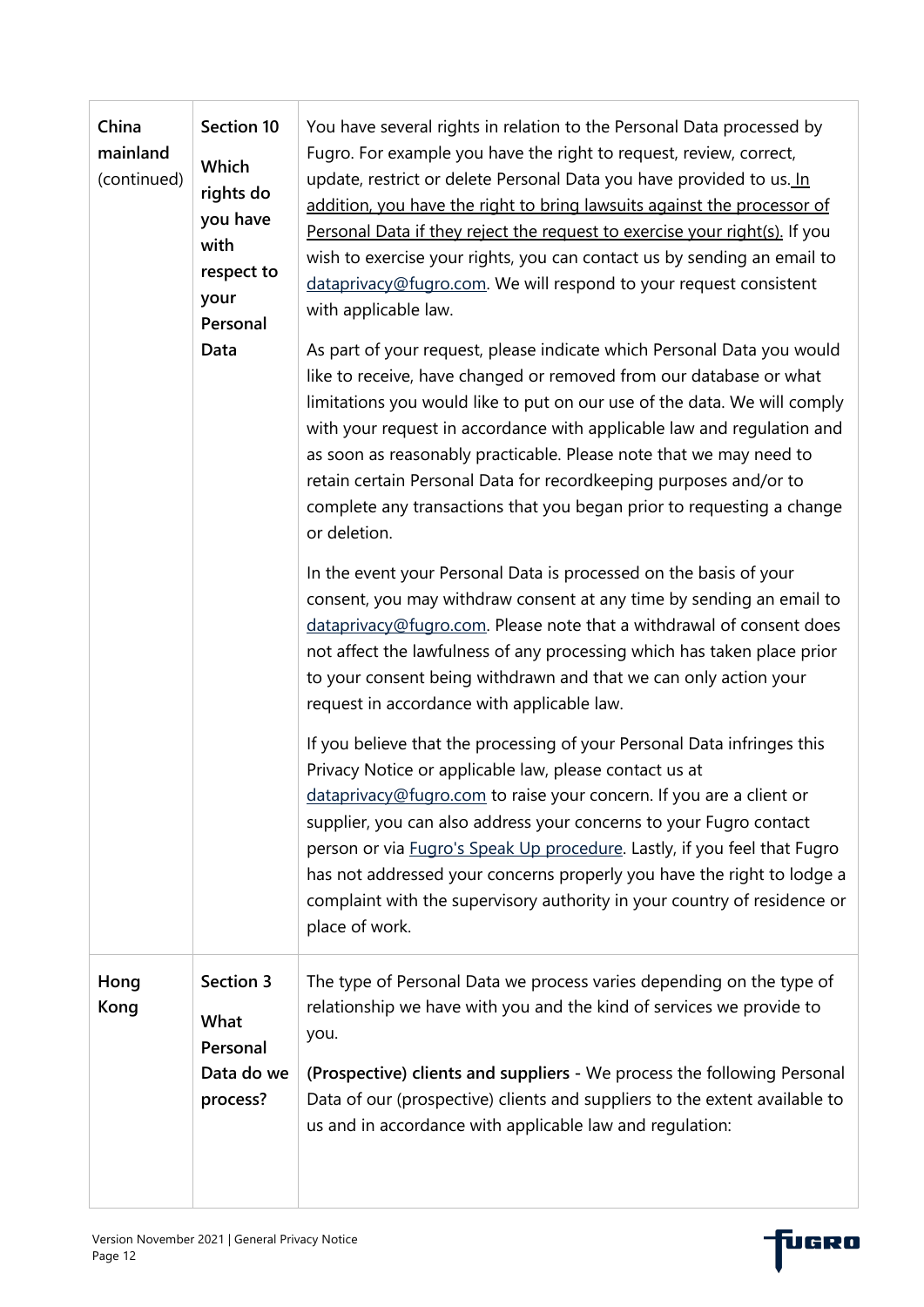| | | |
|---|---|---|
| **China mainland** (continued) | **Section 10**<br><br>**Which rights do you have with respect to your Personal Data** | You have several rights in relation to the Personal Data processed by Fugro. For example you have the right to request, review, correct, update, restrict or delete Personal Data you have provided to us. In addition, you have the right to bring lawsuits against the processor of Personal Data if they reject the request to exercise your right(s). If you wish to exercise your rights, you can contact us by sending an email to dataprivacy@fugro.com. We will respond to your request consistent with applicable law.<br><br>As part of your request, please indicate which Personal Data you would like to receive, have changed or removed from our database or what limitations you would like to put on our use of the data. We will comply with your request in accordance with applicable law and regulation and as soon as reasonably practicable. Please note that we may need to retain certain Personal Data for recordkeeping purposes and/or to complete any transactions that you began prior to requesting a change or deletion.<br><br>In the event your Personal Data is processed on the basis of your consent, you may withdraw consent at any time by sending an email to dataprivacy@fugro.com. Please note that a withdrawal of consent does not affect the lawfulness of any processing which has taken place prior to your consent being withdrawn and that we can only action your request in accordance with applicable law.<br><br>If you believe that the processing of your Personal Data infringes this Privacy Notice or applicable law, please contact us at dataprivacy@fugro.com to raise your concern. If you are a client or supplier, you can also address your concerns to your Fugro contact person or via Fugro's Speak Up procedure. Lastly, if you feel that Fugro has not addressed your concerns properly you have the right to lodge a complaint with the supervisory authority in your country of residence or place of work. |
| **Hong Kong** | **Section 3**<br><br>**What Personal Data do we process?** | The type of Personal Data we process varies depending on the type of relationship we have with you and the kind of services we provide to you.<br><br>**(Prospective) clients and suppliers -** We process the following Personal Data of our (prospective) clients and suppliers to the extent available to us and in accordance with applicable law and regulation: |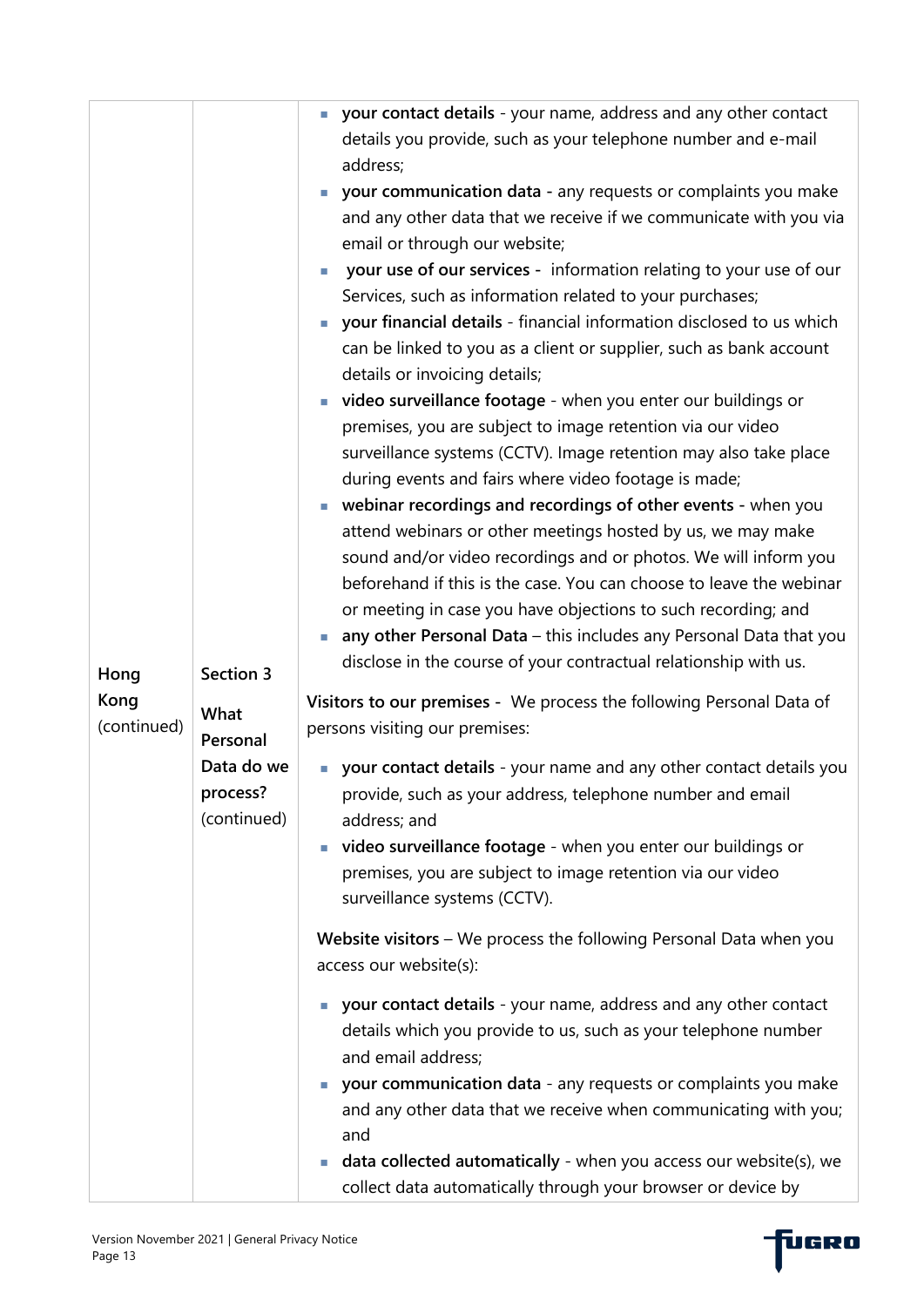| | | |
|---|---|---|
| Hong Kong (continued) | **Section 3**<br><br>**What Personal Data do we process?** (continued) | ▪ **your contact details** - your name, address and any other contact details you provide, such as your telephone number and e-mail address;<br>▪ **your communication data** - any requests or complaints you make and any other data that we receive if we communicate with you via email or through our website;<br>▪ **your use of our services** - information relating to your use of our Services, such as information related to your purchases;<br>▪ **your financial details** - financial information disclosed to us which can be linked to you as a client or supplier, such as bank account details or invoicing details;<br>▪ **video surveillance footage** - when you enter our buildings or premises, you are subject to image retention via our video surveillance systems (CCTV). Image retention may also take place during events and fairs where video footage is made;<br>▪ **webinar recordings and recordings of other events** - when you attend webinars or other meetings hosted by us, we may make sound and/or video recordings and or photos. We will inform you beforehand if this is the case. You can choose to leave the webinar or meeting in case you have objections to such recording; and<br>▪ **any other Personal Data** – this includes any Personal Data that you disclose in the course of your contractual relationship with us.<br><br>**Visitors to our premises** - We process the following Personal Data of persons visiting our premises:<br><br>▪ **your contact details** - your name and any other contact details you provide, such as your address, telephone number and email address; and<br>▪ **video surveillance footage** - when you enter our buildings or premises, you are subject to image retention via our video surveillance systems (CCTV).<br><br>**Website visitors** – We process the following Personal Data when you access our website(s):<br><br>▪ **your contact details** - your name, address and any other contact details which you provide to us, such as your telephone number and email address;<br>▪ **your communication data** - any requests or complaints you make and any other data that we receive when communicating with you; and<br>▪ **data collected automatically** - when you access our website(s), we collect data automatically through your browser or device by |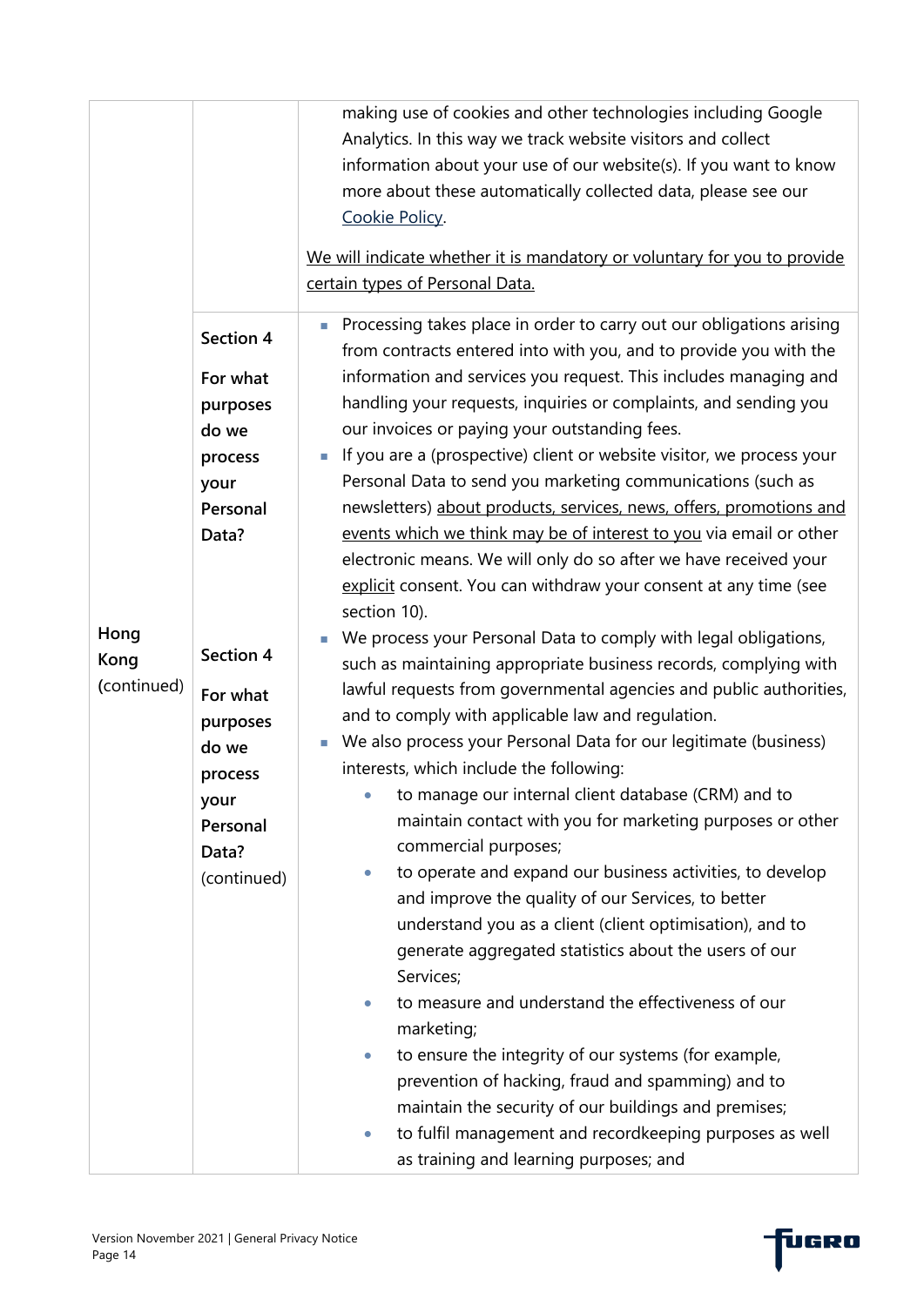| | | |
|---|---|---|
| Hong Kong (continued) | | making use of cookies and other technologies including Google Analytics. In this way we track website visitors and collect information about your use of our website(s). If you want to know more about these automatically collected data, please see our Cookie Policy.<br><br>We will indicate whether it is mandatory or voluntary for you to provide certain types of Personal Data. |
| | **Section 4**<br><br>**For what purposes do we process your Personal Data?**<br><br>**Section 4**<br><br>**For what purposes do we process your Personal Data?** (continued) | ▪ Processing takes place in order to carry out our obligations arising from contracts entered into with you, and to provide you with the information and services you request. This includes managing and handling your requests, inquiries or complaints, and sending you our invoices or paying your outstanding fees.<br>▪ If you are a (prospective) client or website visitor, we process your Personal Data to send you marketing communications (such as newsletters) about products, services, news, offers, promotions and events which we think may be of interest to you via email or other electronic means. We will only do so after we have received your explicit consent. You can withdraw your consent at any time (see section 10).<br>▪ We process your Personal Data to comply with legal obligations, such as maintaining appropriate business records, complying with lawful requests from governmental agencies and public authorities, and to comply with applicable law and regulation.<br>▪ We also process your Personal Data for our legitimate (business) interests, which include the following:<br>• to manage our internal client database (CRM) and to maintain contact with you for marketing purposes or other commercial purposes;<br>• to operate and expand our business activities, to develop and improve the quality of our Services, to better understand you as a client (client optimisation), and to generate aggregated statistics about the users of our Services;<br>• to measure and understand the effectiveness of our marketing;<br>• to ensure the integrity of our systems (for example, prevention of hacking, fraud and spamming) and to maintain the security of our buildings and premises;<br>• to fulfil management and recordkeeping purposes as well as training and learning purposes; and |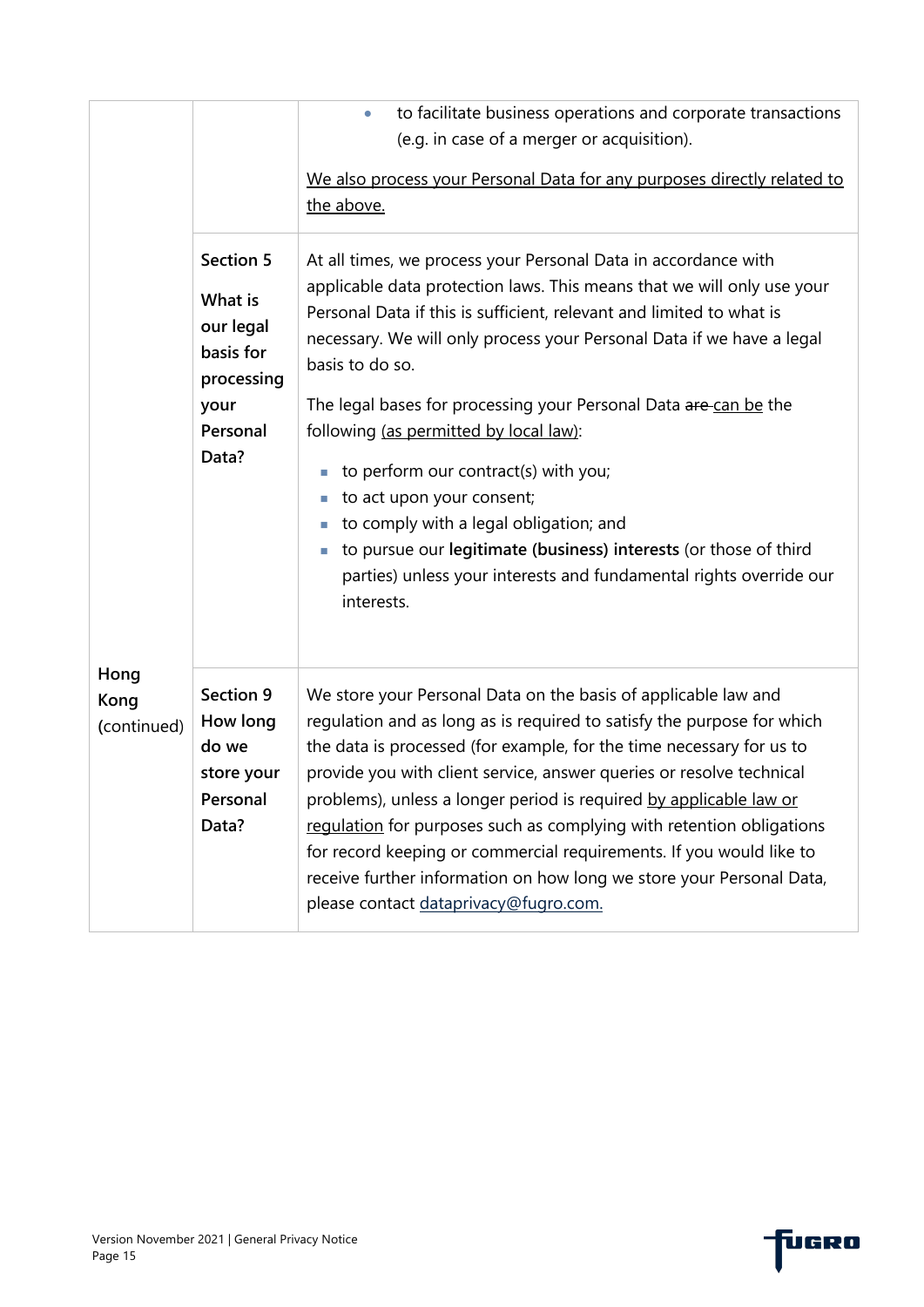| | | |
|---|---|---|
| | | • to facilitate business operations and corporate transactions (e.g. in case of a merger or acquisition).<br><br><u>We also process your Personal Data for any purposes directly related to the above.</u> |
| | **Section 5**<br><br>**What is our legal basis for processing your Personal Data?** | At all times, we process your Personal Data in accordance with applicable data protection laws. This means that we will only use your Personal Data if this is sufficient, relevant and limited to what is necessary. We will only process your Personal Data if we have a legal basis to do so.<br><br>The legal bases for processing your Personal Data ~~are~~ <u>can be</u> the following <u>(as permitted by local law)</u>:<br><br>▪ to perform our contract(s) with you;<br>▪ to act upon your consent;<br>▪ to comply with a legal obligation; and<br>▪ to pursue our **legitimate (business) interests** (or those of third parties) unless your interests and fundamental rights override our interests. |
| **Hong Kong** (continued) | **Section 9 How long do we store your Personal Data?** | We store your Personal Data on the basis of applicable law and regulation and as long as is required to satisfy the purpose for which the data is processed (for example, for the time necessary for us to provide you with client service, answer queries or resolve technical problems), unless a longer period is required <u>by applicable law or regulation</u> for purposes such as complying with retention obligations for record keeping or commercial requirements. If you would like to receive further information on how long we store your Personal Data, please contact dataprivacy@fugro.com. |

Version November 2021 | General Privacy Notice